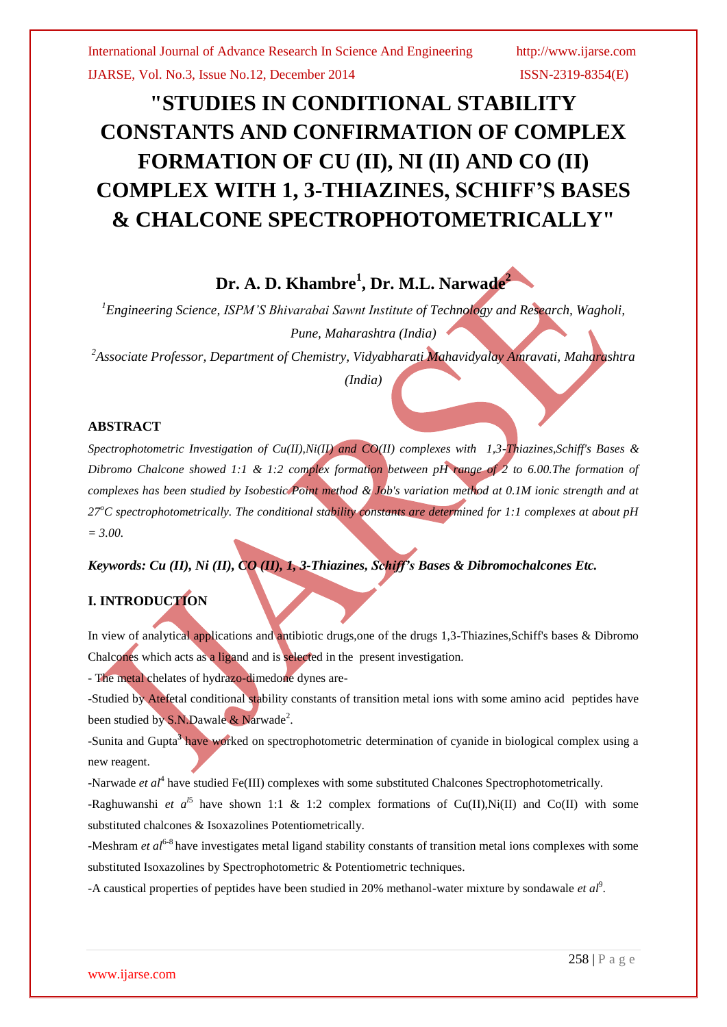# "STUDIES IN CONDITIONAL STABILITY CONSTANTS AND CONFIRMATION OF COMPLEX FORMATION OF CU (II), NI (II) AND CO (II) COMPLEX WITH 1, 3-THIAZINES, SCHIFF'S BASES & CHALCONE SPECTROPHOTOMETRICALLY"

**Dr. A. D. Khambre[1], Dr. M.L. Narwade[2]**

*[1]Engineering Science, ISPM'S Bhivarabai Sawnt Institute of Technology and Research, Wagholi, Pune, Maharashtra (India)*

*[2]Associate Professor, Department of Chemistry, Vidyabharati Mahavidyalay Amravati, Maharashtra (India)*

## ABSTRACT

*Spectrophotometric Investigation of Cu(II),Ni(II) and CO(II) complexes with 1,3-Thiazines,Schiff's Bases & Dibromo Chalcone showed 1:1 & 1:2 complex formation between pH range of 2 to 6.00.The formation of complexes has been studied by Isobestic Point method & Job's variation method at 0.1M ionic strength and at $27^oC$ spectrophotometrically. The conditional stability constants are determined for 1:1 complexes at about pH = 3.00.*

***Keywords: Cu (II), Ni (II), CO (II), 1, 3-Thiazines, Schiff's Bases & Dibromochalcones Etc.***

## I. INTRODUCTION

In view of analytical applications and antibiotic drugs,one of the drugs 1,3-Thiazines,Schiff's bases & Dibromo Chalcones which acts as a ligand and is selected in the present investigation.

- The metal chelates of hydrazo-dimedone dynes are-

-Studied by Atefetal conditional stability constants of transition metal ions with some amino acid peptides have been studied by S.N.Dawale & Narwade[2].

-Sunita and Gupta[3] have worked on spectrophotometric determination of cyanide in biological complex using a new reagent.

-Narwade *et al*[4] have studied Fe(III) complexes with some substituted Chalcones Spectrophotometrically.

-Raghuwanshi *et a*[l5] have shown 1:1 & 1:2 complex formations of Cu(II),Ni(II) and Co(II) with some substituted chalcones & Isoxazolines Potentiometrically.

-Meshram *et al*[6-8] have investigates metal ligand stability constants of transition metal ions complexes with some substituted Isoxazolines by Spectrophotometric & Potentiometric techniques.

-A caustical properties of peptides have been studied in 20% methanol-water mixture by sondawale *et al*[9].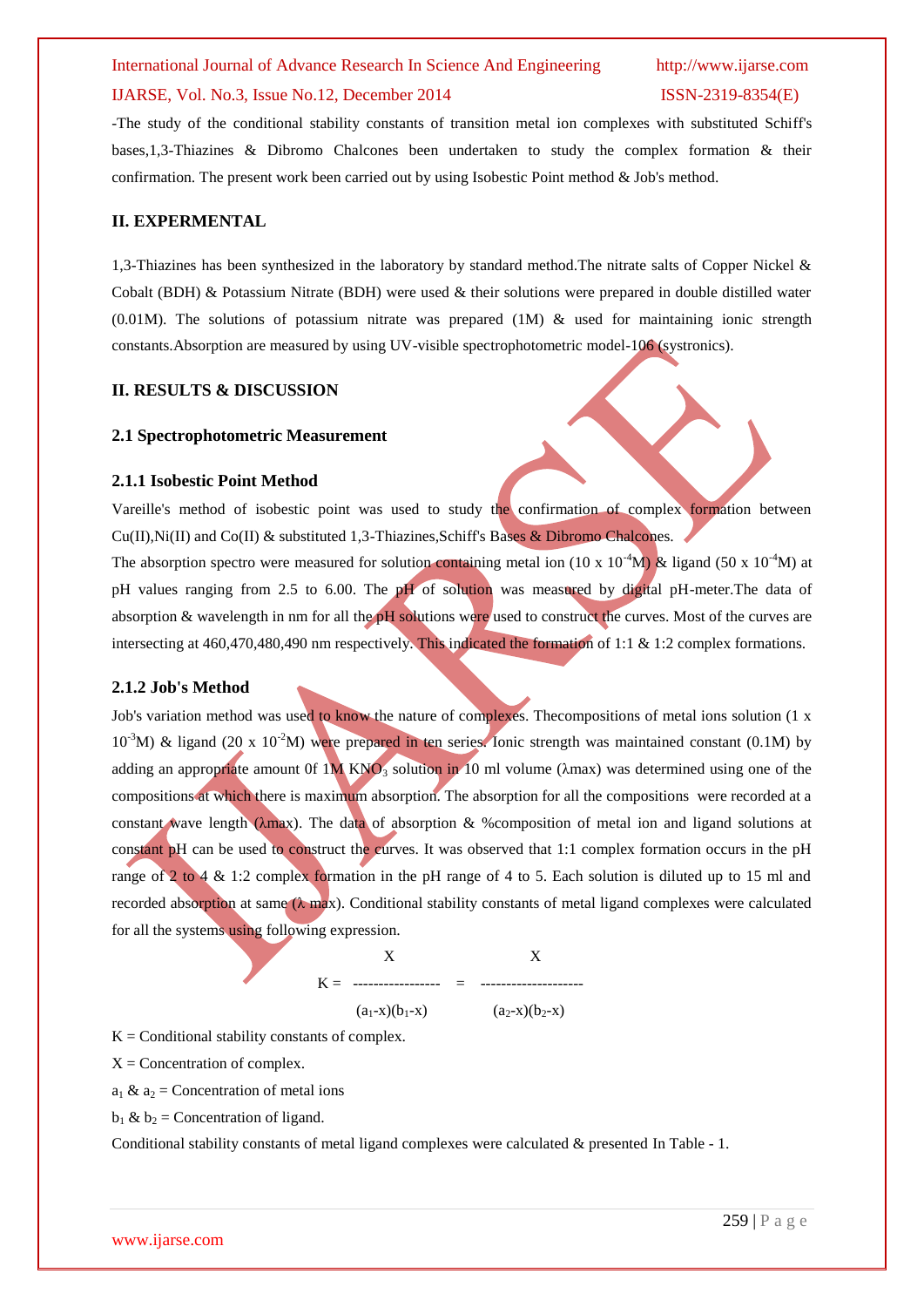-The study of the conditional stability constants of transition metal ion complexes with substituted Schiff's bases,1,3-Thiazines & Dibromo Chalcones been undertaken to study the complex formation & their confirmation. The present work been carried out by using Isobestic Point method & Job's method.

## II. EXPERMENTAL

1,3-Thiazines has been synthesized in the laboratory by standard method.The nitrate salts of Copper Nickel & Cobalt (BDH) & Potassium Nitrate (BDH) were used & their solutions were prepared in double distilled water (0.01M). The solutions of potassium nitrate was prepared (1M) & used for maintaining ionic strength constants.Absorption are measured by using UV-visible spectrophotometric model-106 (systronics).

## II. RESULTS & DISCUSSION

### 2.1 Spectrophotometric Measurement

#### 2.1.1 Isobestic Point Method

Vareille's method of isobestic point was used to study the confirmation of complex formation between Cu(II),Ni(II) and Co(II) & substituted 1,3-Thiazines,Schiff's Bases & Dibromo Chalcones.

The absorption spectro were measured for solution containing metal ion ($10 \times 10^{-4}$M) & ligand ($50 \times 10^{-4}$M) at pH values ranging from 2.5 to 6.00. The pH of solution was measured by digital pH-meter.The data of absorption & wavelength in nm for all the pH solutions were used to construct the curves. Most of the curves are intersecting at 460,470,480,490 nm respectively. This indicated the formation of 1:1 & 1:2 complex formations.

#### 2.1.2 Job's Method

Job's variation method was used to know the nature of complexes. Thecompositions of metal ions solution ($1 \times 10^{-3}$M) & ligand ($20 \times 10^{-2}$M) were prepared in ten series. Ionic strength was maintained constant (0.1M) by adding an appropriate amount 0f 1M $KNO_3$ solution in 10 ml volume (λmax) was determined using one of the compositions at which there is maximum absorption. The absorption for all the compositions were recorded at a constant wave length (λmax). The data of absorption & %composition of metal ion and ligand solutions at constant pH can be used to construct the curves. It was observed that 1:1 complex formation occurs in the pH range of 2 to 4 & 1:2 complex formation in the pH range of 4 to 5. Each solution is diluted up to 15 ml and recorded absorption at same (λ max). Conditional stability constants of metal ligand complexes were calculated for all the systems using following expression.

$$K = \frac{X}{(a_1 - x)(b_1 - x)} = \frac{X}{(a_2 - x)(b_2 - x)}$$

K = Conditional stability constants of complex.

X = Concentration of complex.

$a_1$ & $a_2$ = Concentration of metal ions

$b_1$ & $b_2$ = Concentration of ligand.

Conditional stability constants of metal ligand complexes were calculated & presented In Table - 1.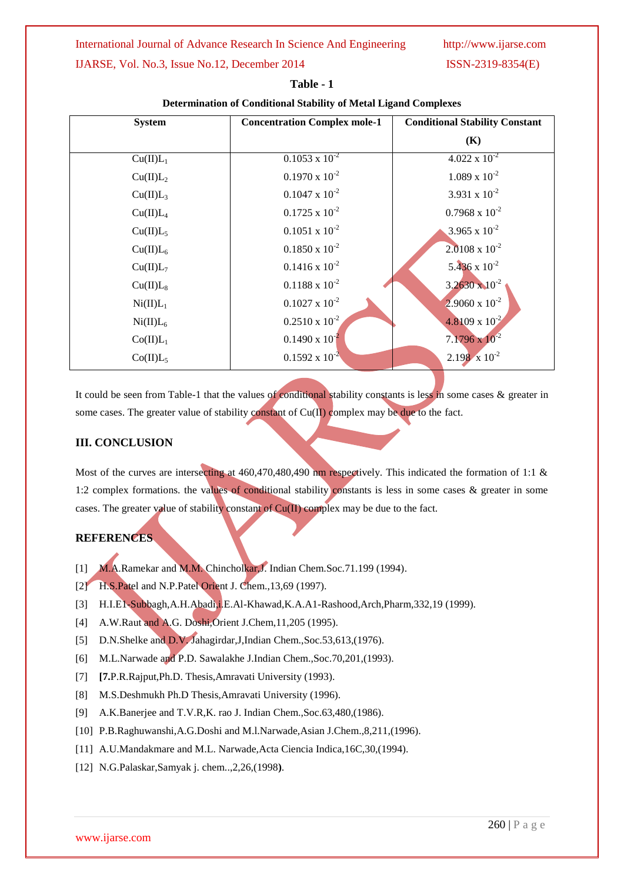**Table - 1**

**Determination of Conditional Stability of Metal Ligand Complexes**

| System | Concentration Complex mole-1 | Conditional Stability Constant (K) |
|---|---|---|
| Cu(II)$L_1$ | $0.1053 \times 10^{-2}$ | $4.022 \times 10^{-2}$ |
| Cu(II)$L_2$ | $0.1970 \times 10^{-2}$ | $1.089 \times 10^{-2}$ |
| Cu(II)$L_3$ | $0.1047 \times 10^{-2}$ | $3.931 \times 10^{-2}$ |
| Cu(II)$L_4$ | $0.1725 \times 10^{-2}$ | $0.7968 \times 10^{-2}$ |
| Cu(II)$L_5$ | $0.1051 \times 10^{-2}$ | $3.965 \times 10^{-2}$ |
| Cu(II)$L_6$ | $0.1850 \times 10^{-2}$ | $2.0108 \times 10^{-2}$ |
| Cu(II)$L_7$ | $0.1416 \times 10^{-2}$ | $5.436 \times 10^{-2}$ |
| Cu(II)$L_8$ | $0.1188 \times 10^{-2}$ | $3.2630 \times 10^{-2}$ |
| Ni(II)$L_1$ | $0.1027 \times 10^{-2}$ | $2.9060 \times 10^{-2}$ |
| Ni(II)$L_6$ | $0.2510 \times 10^{-2}$ | $4.8109 \times 10^{-2}$ |
| Co(II)$L_1$ | $0.1490 \times 10^{-2}$ | $7.1796 \times 10^{-2}$ |
| Co(II)$L_5$ | $0.1592 \times 10^{-2}$ | $2.198 \times 10^{-2}$ |

It could be seen from Table-1 that the values of conditional stability constants is less in some cases & greater in some cases. The greater value of stability constant of Cu(II) complex may be due to the fact.

## III. CONCLUSION

Most of the curves are intersecting at 460,470,480,490 nm respectively. This indicated the formation of 1:1 & 1:2 complex formations. the values of conditional stability constants is less in some cases & greater in some cases. The greater value of stability constant of Cu(II) complex may be due to the fact.

## REFERENCES

[1] M.A.Ramekar and M.M. Chincholkar,J. Indian Chem.Soc.71.199 (1994).

[2] H.S.Patel and N.P.Patel Orient J. Chem.,13,69 (1997).

[3] H.I.E1-Subbagh,A.H.Abadi,i.E.Al-Khawad,K.A.A1-Rashood,Arch,Pharm,332,19 (1999).

[4] A.W.Raut and A.G. Doshi,Orient J.Chem,11,205 (1995).

[5] D.N.Shelke and D.V. Jahagirdar,J,Indian Chem.,Soc.53,613,(1976).

[6] M.L.Narwade and P.D. Sawalakhe J.Indian Chem.,Soc.70,201,(1993).

[7] **[7.**P.R.Rajput,Ph.D. Thesis,Amravati University (1993).

[8] M.S.Deshmukh Ph.D Thesis,Amravati University (1996).

[9] A.K.Banerjee and T.V.R,K. rao J. Indian Chem.,Soc.63,480,(1986).

[10] P.B.Raghuwanshi,A.G.Doshi and M.l.Narwade,Asian J.Chem.,8,211,(1996).

[11] A.U.Mandakmare and M.L. Narwade,Acta Ciencia Indica,16C,30,(1994).

[12] N.G.Palaskar,Samyak j. chem..,2,26,(1998**)**.